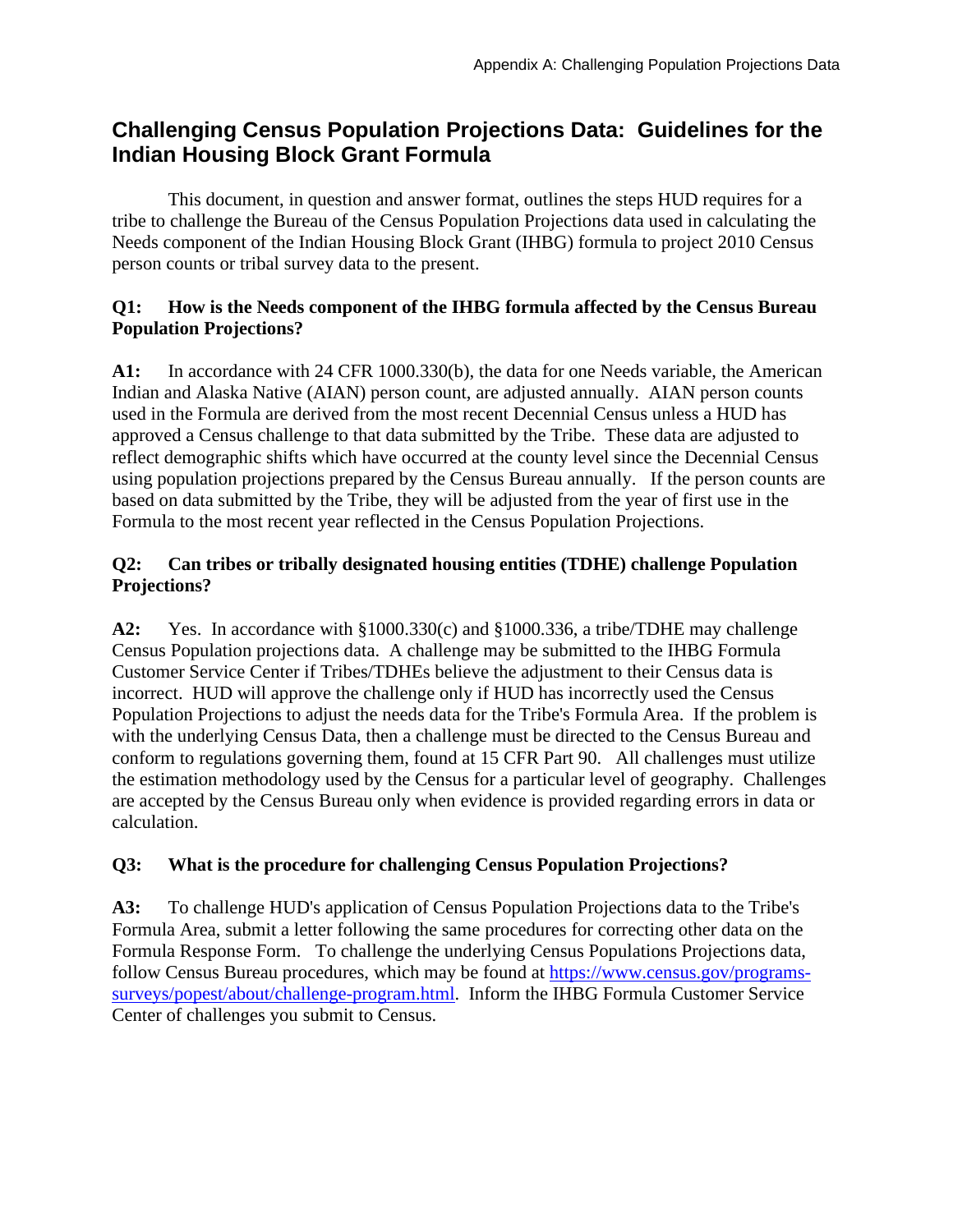# Challenging Census Population Projections Data: Guidelines for the Indian Housing Block Grant Formula

This document, in question and answer format, outlines the steps HUD requires for a tribe to challenge the Bureau of the Census Population Projections data used in calculating the Needs component of the Indian Housing Block Grant (IHBG) formula to project 2010 Census person counts or tribal survey data to the present.

**Q1: How is the Needs component of the IHBG formula affected by the Census Bureau Population Projections?**

**A1:** In accordance with 24 CFR 1000.330(b), the data for one Needs variable, the American Indian and Alaska Native (AIAN) person count, are adjusted annually. AIAN person counts used in the Formula are derived from the most recent Decennial Census unless a HUD has approved a Census challenge to that data submitted by the Tribe. These data are adjusted to reflect demographic shifts which have occurred at the county level since the Decennial Census using population projections prepared by the Census Bureau annually. If the person counts are based on data submitted by the Tribe, they will be adjusted from the year of first use in the Formula to the most recent year reflected in the Census Population Projections.

**Q2: Can tribes or tribally designated housing entities (TDHE) challenge Population Projections?**

**A2:** Yes. In accordance with §1000.330(c) and §1000.336, a tribe/TDHE may challenge Census Population projections data. A challenge may be submitted to the IHBG Formula Customer Service Center if Tribes/TDHEs believe the adjustment to their Census data is incorrect. HUD will approve the challenge only if HUD has incorrectly used the Census Population Projections to adjust the needs data for the Tribe's Formula Area. If the problem is with the underlying Census Data, then a challenge must be directed to the Census Bureau and conform to regulations governing them, found at 15 CFR Part 90. All challenges must utilize the estimation methodology used by the Census for a particular level of geography. Challenges are accepted by the Census Bureau only when evidence is provided regarding errors in data or calculation.

**Q3: What is the procedure for challenging Census Population Projections?**

**A3:** To challenge HUD's application of Census Population Projections data to the Tribe's Formula Area, submit a letter following the same procedures for correcting other data on the Formula Response Form. To challenge the underlying Census Populations Projections data, follow Census Bureau procedures, which may be found at [https://www.census.gov/programs-surveys/popest/about/challenge-program.html](https://www.census.gov/programs-surveys/popest/about/challenge-program.html). Inform the IHBG Formula Customer Service Center of challenges you submit to Census.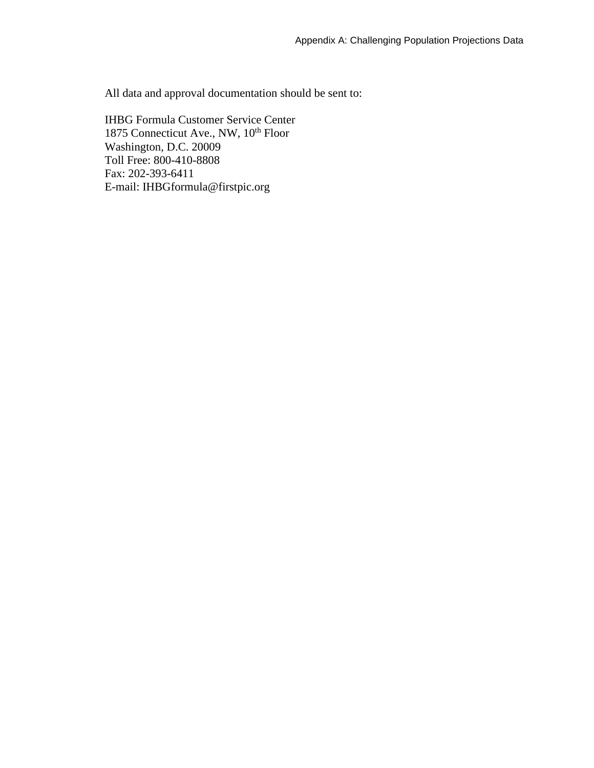All data and approval documentation should be sent to:

IHBG Formula Customer Service Center
1875 Connecticut Ave., NW, 10th Floor
Washington, D.C. 20009
Toll Free: 800-410-8808
Fax: 202-393-6411
E-mail: IHBGformula@firstpic.org